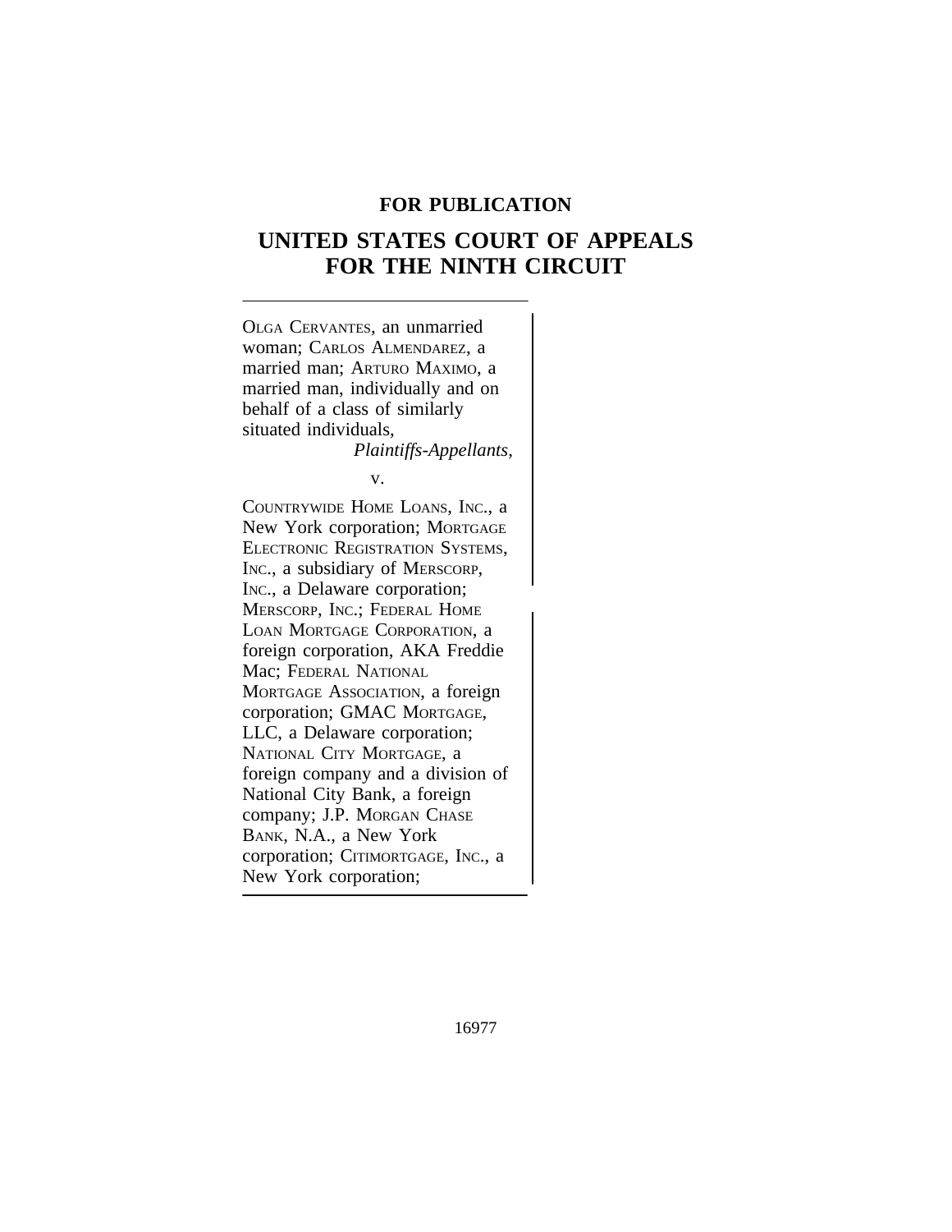**FOR PUBLICATION**

# UNITED STATES COURT OF APPEALS FOR THE NINTH CIRCUIT

OLGA CERVANTES, an unmarried woman; CARLOS ALMENDAREZ, a married man; ARTURO MAXIMO, a married man, individually and on behalf of a class of similarly situated individuals,

*Plaintiffs-Appellants,*

v.

COUNTRYWIDE HOME LOANS, INC., a New York corporation; MORTGAGE ELECTRONIC REGISTRATION SYSTEMS, INC., a subsidiary of MERSCORP, INC., a Delaware corporation; MERSCORP, INC.; FEDERAL HOME LOAN MORTGAGE CORPORATION, a foreign corporation, AKA Freddie Mac; FEDERAL NATIONAL MORTGAGE ASSOCIATION, a foreign corporation; GMAC MORTGAGE, LLC, a Delaware corporation; NATIONAL CITY MORTGAGE, a foreign company and a division of National City Bank, a foreign company; J.P. MORGAN CHASE BANK, N.A., a New York corporation; CITIMORTGAGE, INC., a New York corporation;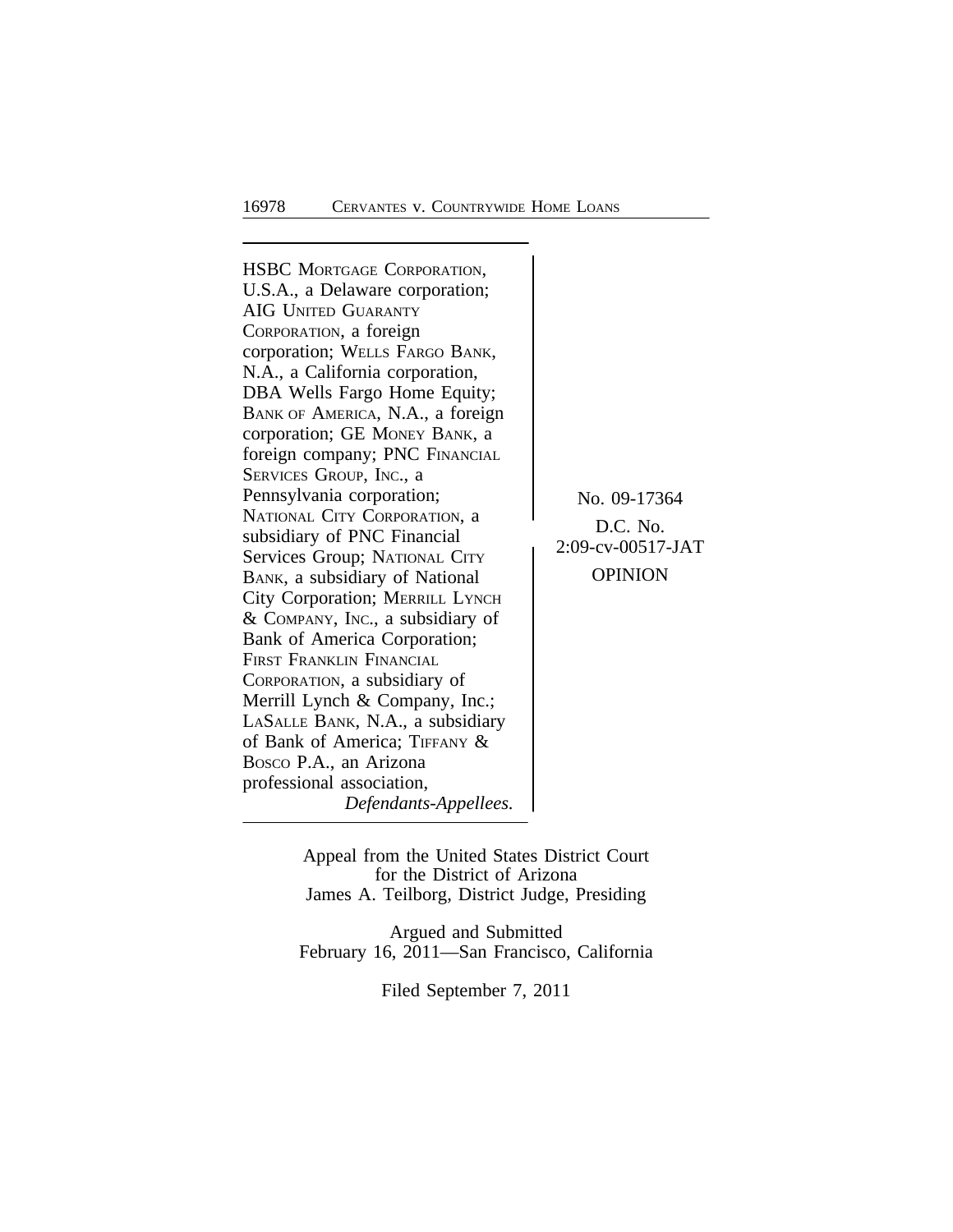HSBC MORTGAGE CORPORATION, U.S.A., a Delaware corporation; AIG UNITED GUARANTY CORPORATION, a foreign corporation; WELLS FARGO BANK, N.A., a California corporation, DBA Wells Fargo Home Equity; BANK OF AMERICA, N.A., a foreign corporation; GE MONEY BANK, a foreign company; PNC FINANCIAL SERVICES GROUP, INC., a Pennsylvania corporation; NATIONAL CITY CORPORATION, a subsidiary of PNC Financial Services Group; NATIONAL CITY BANK, a subsidiary of National City Corporation; MERRILL LYNCH & COMPANY, INC., a subsidiary of Bank of America Corporation; FIRST FRANKLIN FINANCIAL CORPORATION, a subsidiary of Merrill Lynch & Company, Inc.; LASALLE BANK, N.A., a subsidiary of Bank of America; TIFFANY & BOSCO P.A., an Arizona professional association,

*Defendants-Appellees.*

No. 09-17364

D.C. No. 2:09-cv-00517-JAT

OPINION

Appeal from the United States District Court for the District of Arizona
James A. Teilborg, District Judge, Presiding

Argued and Submitted
February 16, 2011—San Francisco, California

Filed September 7, 2011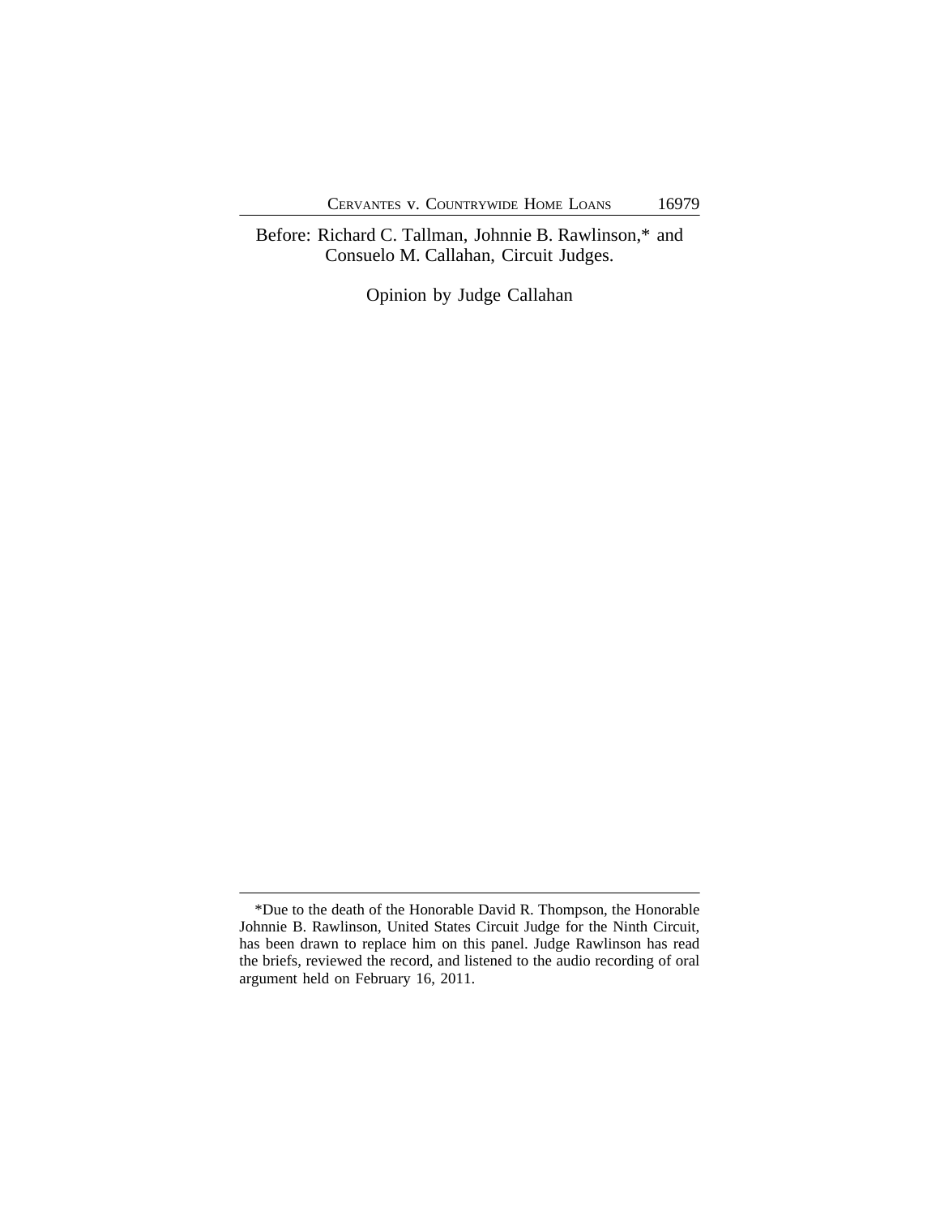Before: Richard C. Tallman, Johnnie B. Rawlinson,* and Consuelo M. Callahan, Circuit Judges.

Opinion by Judge Callahan

---

*Due to the death of the Honorable David R. Thompson, the Honorable Johnnie B. Rawlinson, United States Circuit Judge for the Ninth Circuit, has been drawn to replace him on this panel. Judge Rawlinson has read the briefs, reviewed the record, and listened to the audio recording of oral argument held on February 16, 2011.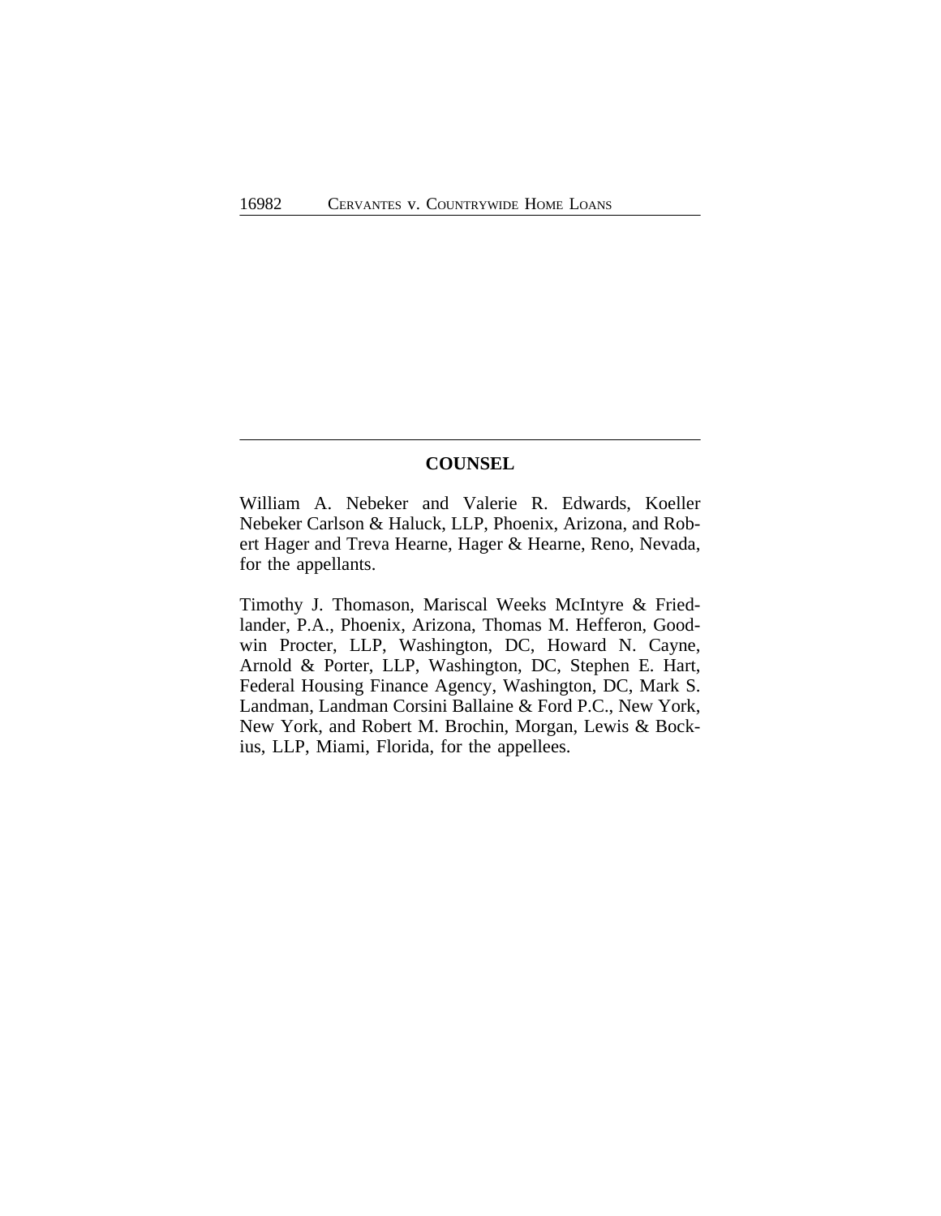## COUNSEL

William A. Nebeker and Valerie R. Edwards, Koeller Nebeker Carlson & Haluck, LLP, Phoenix, Arizona, and Robert Hager and Treva Hearne, Hager & Hearne, Reno, Nevada, for the appellants.

Timothy J. Thomason, Mariscal Weeks McIntyre & Friedlander, P.A., Phoenix, Arizona, Thomas M. Hefferon, Goodwin Procter, LLP, Washington, DC, Howard N. Cayne, Arnold & Porter, LLP, Washington, DC, Stephen E. Hart, Federal Housing Finance Agency, Washington, DC, Mark S. Landman, Landman Corsini Ballaine & Ford P.C., New York, New York, and Robert M. Brochin, Morgan, Lewis & Bockius, LLP, Miami, Florida, for the appellees.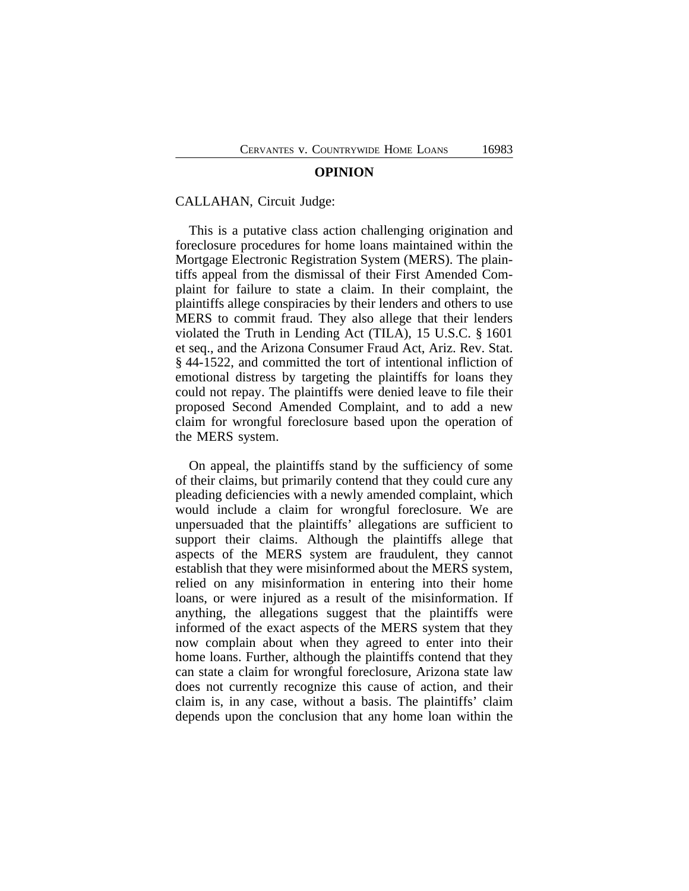## OPINION

CALLAHAN, Circuit Judge:

This is a putative class action challenging origination and foreclosure procedures for home loans maintained within the Mortgage Electronic Registration System (MERS). The plaintiffs appeal from the dismissal of their First Amended Complaint for failure to state a claim. In their complaint, the plaintiffs allege conspiracies by their lenders and others to use MERS to commit fraud. They also allege that their lenders violated the Truth in Lending Act (TILA), 15 U.S.C. § 1601 et seq., and the Arizona Consumer Fraud Act, Ariz. Rev. Stat. § 44-1522, and committed the tort of intentional infliction of emotional distress by targeting the plaintiffs for loans they could not repay. The plaintiffs were denied leave to file their proposed Second Amended Complaint, and to add a new claim for wrongful foreclosure based upon the operation of the MERS system.

On appeal, the plaintiffs stand by the sufficiency of some of their claims, but primarily contend that they could cure any pleading deficiencies with a newly amended complaint, which would include a claim for wrongful foreclosure. We are unpersuaded that the plaintiffs' allegations are sufficient to support their claims. Although the plaintiffs allege that aspects of the MERS system are fraudulent, they cannot establish that they were misinformed about the MERS system, relied on any misinformation in entering into their home loans, or were injured as a result of the misinformation. If anything, the allegations suggest that the plaintiffs were informed of the exact aspects of the MERS system that they now complain about when they agreed to enter into their home loans. Further, although the plaintiffs contend that they can state a claim for wrongful foreclosure, Arizona state law does not currently recognize this cause of action, and their claim is, in any case, without a basis. The plaintiffs' claim depends upon the conclusion that any home loan within the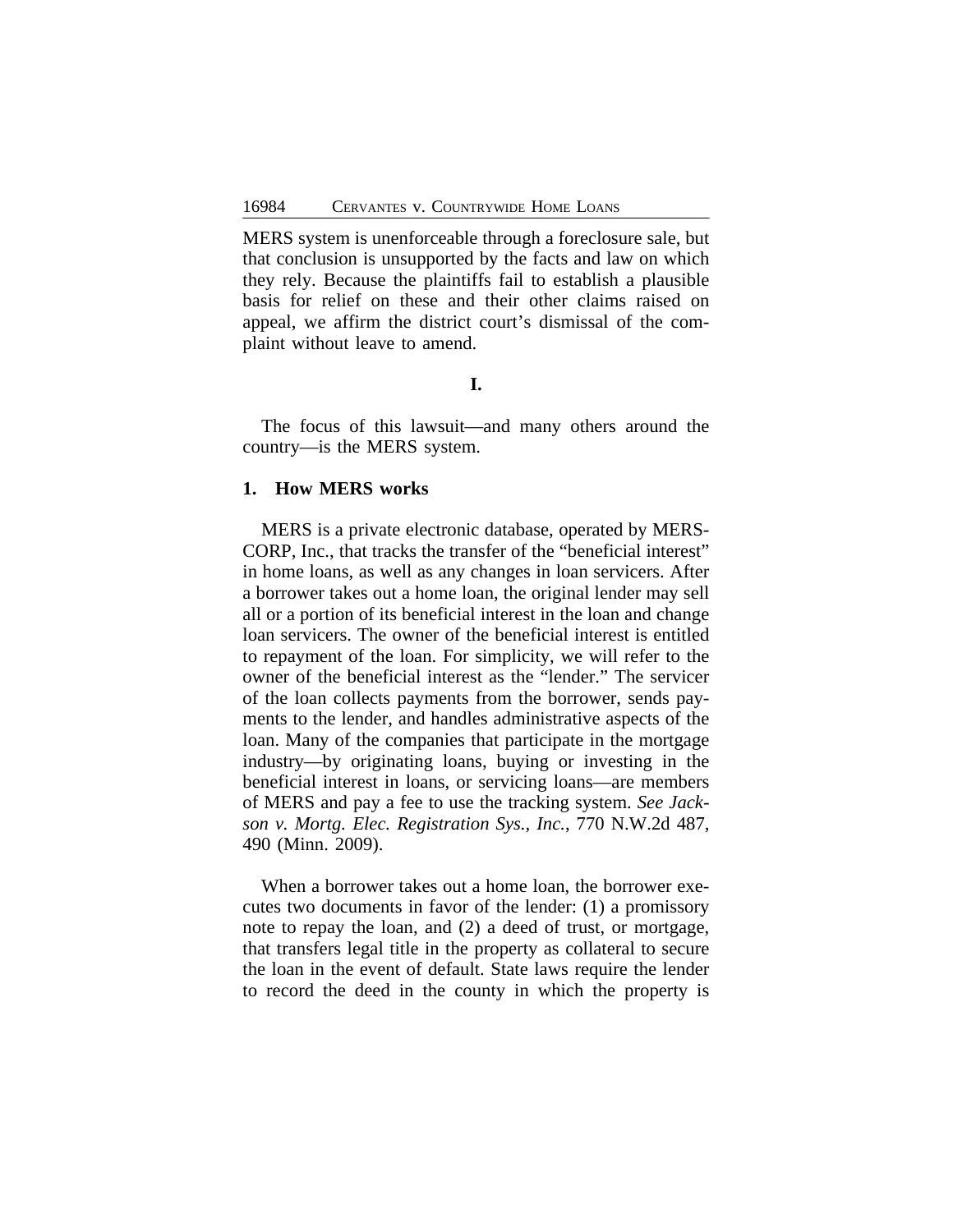MERS system is unenforceable through a foreclosure sale, but that conclusion is unsupported by the facts and law on which they rely. Because the plaintiffs fail to establish a plausible basis for relief on these and their other claims raised on appeal, we affirm the district court's dismissal of the complaint without leave to amend.

## I.

The focus of this lawsuit—and many others around the country—is the MERS system.

### 1. How MERS works

MERS is a private electronic database, operated by MERSCORP, Inc., that tracks the transfer of the "beneficial interest" in home loans, as well as any changes in loan servicers. After a borrower takes out a home loan, the original lender may sell all or a portion of its beneficial interest in the loan and change loan servicers. The owner of the beneficial interest is entitled to repayment of the loan. For simplicity, we will refer to the owner of the beneficial interest as the "lender." The servicer of the loan collects payments from the borrower, sends payments to the lender, and handles administrative aspects of the loan. Many of the companies that participate in the mortgage industry—by originating loans, buying or investing in the beneficial interest in loans, or servicing loans—are members of MERS and pay a fee to use the tracking system. *See Jackson v. Mortg. Elec. Registration Sys., Inc.*, 770 N.W.2d 487, 490 (Minn. 2009).

When a borrower takes out a home loan, the borrower executes two documents in favor of the lender: (1) a promissory note to repay the loan, and (2) a deed of trust, or mortgage, that transfers legal title in the property as collateral to secure the loan in the event of default. State laws require the lender to record the deed in the county in which the property is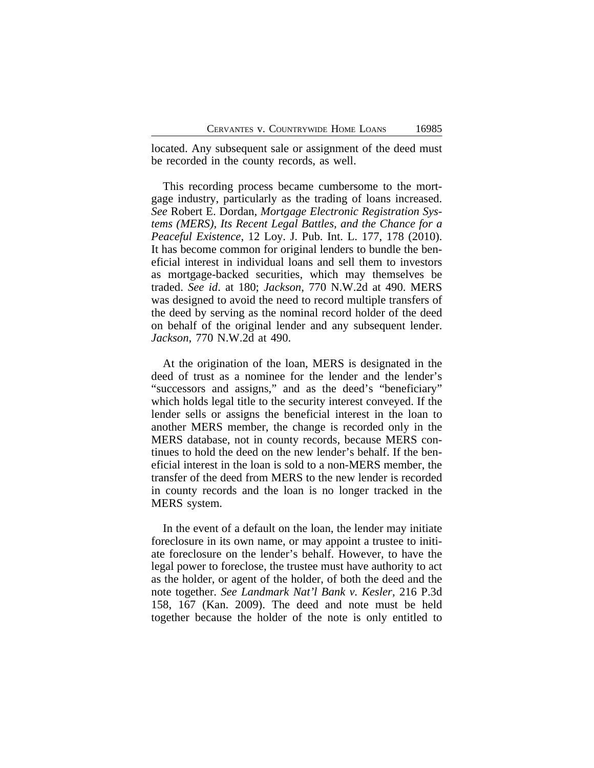located. Any subsequent sale or assignment of the deed must be recorded in the county records, as well.

This recording process became cumbersome to the mortgage industry, particularly as the trading of loans increased. *See* Robert E. Dordan, *Mortgage Electronic Registration Systems (MERS), Its Recent Legal Battles, and the Chance for a Peaceful Existence*, 12 Loy. J. Pub. Int. L. 177, 178 (2010). It has become common for original lenders to bundle the beneficial interest in individual loans and sell them to investors as mortgage-backed securities, which may themselves be traded. *See id*. at 180; *Jackson*, 770 N.W.2d at 490. MERS was designed to avoid the need to record multiple transfers of the deed by serving as the nominal record holder of the deed on behalf of the original lender and any subsequent lender. *Jackson*, 770 N.W.2d at 490.

At the origination of the loan, MERS is designated in the deed of trust as a nominee for the lender and the lender's "successors and assigns," and as the deed's "beneficiary" which holds legal title to the security interest conveyed. If the lender sells or assigns the beneficial interest in the loan to another MERS member, the change is recorded only in the MERS database, not in county records, because MERS continues to hold the deed on the new lender's behalf. If the beneficial interest in the loan is sold to a non-MERS member, the transfer of the deed from MERS to the new lender is recorded in county records and the loan is no longer tracked in the MERS system.

In the event of a default on the loan, the lender may initiate foreclosure in its own name, or may appoint a trustee to initiate foreclosure on the lender's behalf. However, to have the legal power to foreclose, the trustee must have authority to act as the holder, or agent of the holder, of both the deed and the note together. *See Landmark Nat'l Bank v. Kesler*, 216 P.3d 158, 167 (Kan. 2009). The deed and note must be held together because the holder of the note is only entitled to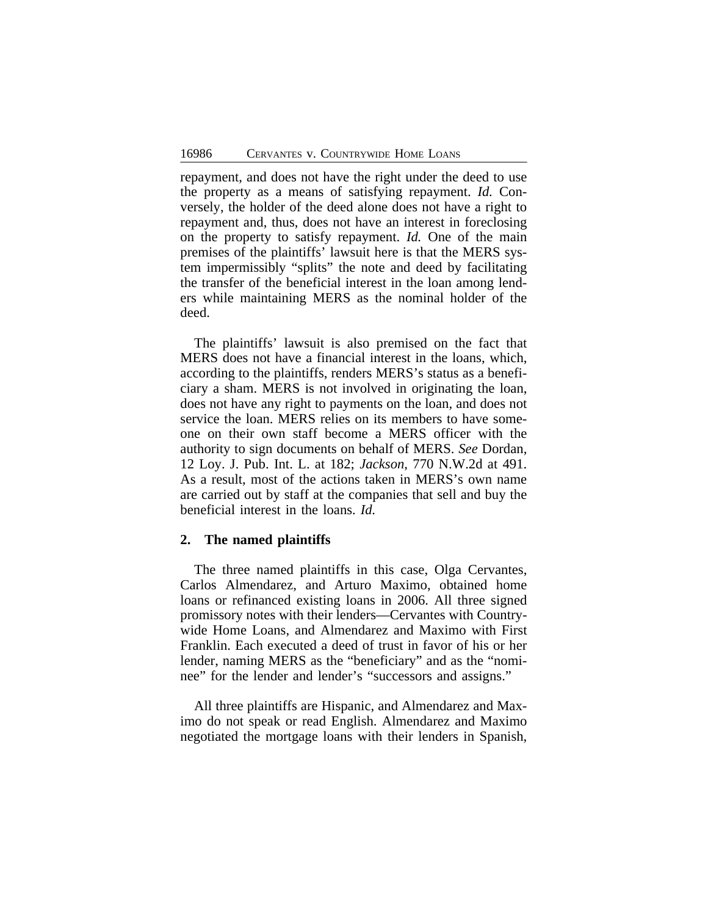repayment, and does not have the right under the deed to use the property as a means of satisfying repayment. *Id.* Conversely, the holder of the deed alone does not have a right to repayment and, thus, does not have an interest in foreclosing on the property to satisfy repayment. *Id.* One of the main premises of the plaintiffs' lawsuit here is that the MERS system impermissibly "splits" the note and deed by facilitating the transfer of the beneficial interest in the loan among lenders while maintaining MERS as the nominal holder of the deed.

The plaintiffs' lawsuit is also premised on the fact that MERS does not have a financial interest in the loans, which, according to the plaintiffs, renders MERS's status as a beneficiary a sham. MERS is not involved in originating the loan, does not have any right to payments on the loan, and does not service the loan. MERS relies on its members to have someone on their own staff become a MERS officer with the authority to sign documents on behalf of MERS. *See* Dordan, 12 Loy. J. Pub. Int. L. at 182; *Jackson*, 770 N.W.2d at 491. As a result, most of the actions taken in MERS's own name are carried out by staff at the companies that sell and buy the beneficial interest in the loans. *Id.*

## 2. The named plaintiffs

The three named plaintiffs in this case, Olga Cervantes, Carlos Almendarez, and Arturo Maximo, obtained home loans or refinanced existing loans in 2006. All three signed promissory notes with their lenders—Cervantes with Countrywide Home Loans, and Almendarez and Maximo with First Franklin. Each executed a deed of trust in favor of his or her lender, naming MERS as the "beneficiary" and as the "nominee" for the lender and lender's "successors and assigns."

All three plaintiffs are Hispanic, and Almendarez and Maximo do not speak or read English. Almendarez and Maximo negotiated the mortgage loans with their lenders in Spanish,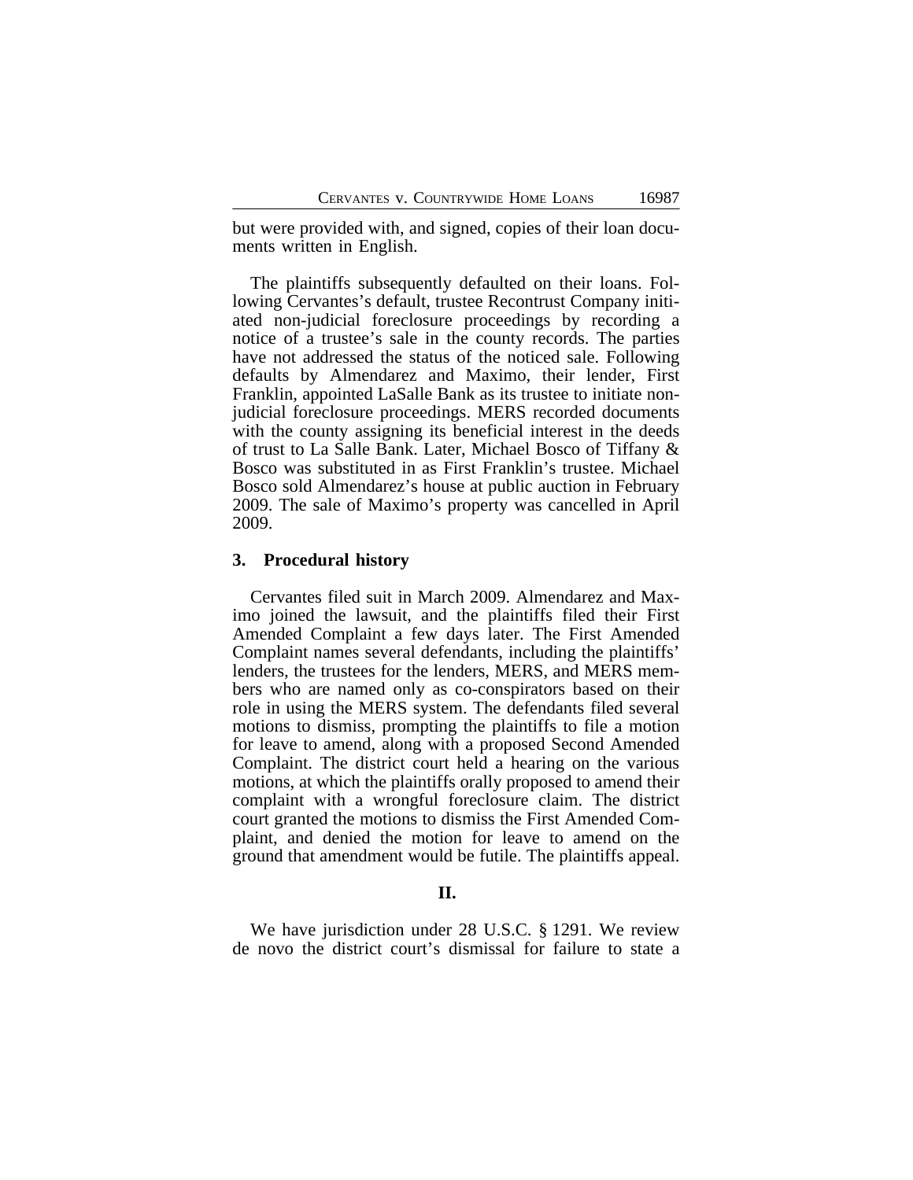but were provided with, and signed, copies of their loan documents written in English.

The plaintiffs subsequently defaulted on their loans. Following Cervantes's default, trustee Recontrust Company initiated non-judicial foreclosure proceedings by recording a notice of a trustee's sale in the county records. The parties have not addressed the status of the noticed sale. Following defaults by Almendarez and Maximo, their lender, First Franklin, appointed LaSalle Bank as its trustee to initiate non-judicial foreclosure proceedings. MERS recorded documents with the county assigning its beneficial interest in the deeds of trust to La Salle Bank. Later, Michael Bosco of Tiffany & Bosco was substituted in as First Franklin's trustee. Michael Bosco sold Almendarez's house at public auction in February 2009. The sale of Maximo's property was cancelled in April 2009.

### 3. Procedural history

Cervantes filed suit in March 2009. Almendarez and Maximo joined the lawsuit, and the plaintiffs filed their First Amended Complaint a few days later. The First Amended Complaint names several defendants, including the plaintiffs' lenders, the trustees for the lenders, MERS, and MERS members who are named only as co-conspirators based on their role in using the MERS system. The defendants filed several motions to dismiss, prompting the plaintiffs to file a motion for leave to amend, along with a proposed Second Amended Complaint. The district court held a hearing on the various motions, at which the plaintiffs orally proposed to amend their complaint with a wrongful foreclosure claim. The district court granted the motions to dismiss the First Amended Complaint, and denied the motion for leave to amend on the ground that amendment would be futile. The plaintiffs appeal.

## II.

We have jurisdiction under 28 U.S.C. § 1291. We review de novo the district court's dismissal for failure to state a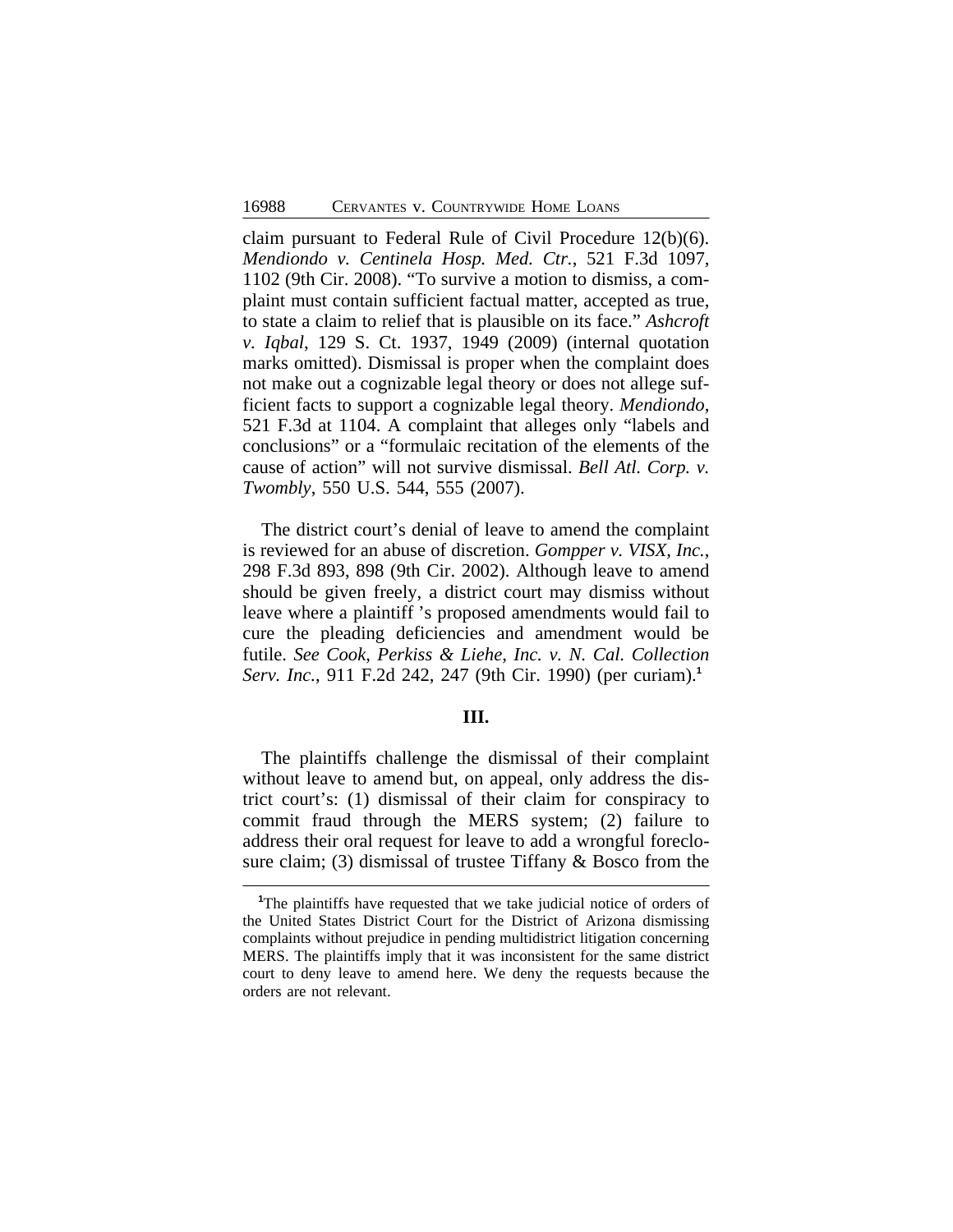claim pursuant to Federal Rule of Civil Procedure 12(b)(6). *Mendiondo v. Centinela Hosp. Med. Ctr.*, 521 F.3d 1097, 1102 (9th Cir. 2008). "To survive a motion to dismiss, a complaint must contain sufficient factual matter, accepted as true, to state a claim to relief that is plausible on its face." *Ashcroft v. Iqbal*, 129 S. Ct. 1937, 1949 (2009) (internal quotation marks omitted). Dismissal is proper when the complaint does not make out a cognizable legal theory or does not allege sufficient facts to support a cognizable legal theory. *Mendiondo*, 521 F.3d at 1104. A complaint that alleges only "labels and conclusions" or a "formulaic recitation of the elements of the cause of action" will not survive dismissal. *Bell Atl. Corp. v. Twombly*, 550 U.S. 544, 555 (2007).

The district court's denial of leave to amend the complaint is reviewed for an abuse of discretion. *Gompper v. VISX, Inc.*, 298 F.3d 893, 898 (9th Cir. 2002). Although leave to amend should be given freely, a district court may dismiss without leave where a plaintiff 's proposed amendments would fail to cure the pleading deficiencies and amendment would be futile. *See Cook, Perkiss & Liehe, Inc. v. N. Cal. Collection Serv. Inc.*, 911 F.2d 242, 247 (9th Cir. 1990) (per curiam).[1]

## III.

The plaintiffs challenge the dismissal of their complaint without leave to amend but, on appeal, only address the district court's: (1) dismissal of their claim for conspiracy to commit fraud through the MERS system; (2) failure to address their oral request for leave to add a wrongful foreclosure claim; (3) dismissal of trustee Tiffany & Bosco from the

[1] The plaintiffs have requested that we take judicial notice of orders of the United States District Court for the District of Arizona dismissing complaints without prejudice in pending multidistrict litigation concerning MERS. The plaintiffs imply that it was inconsistent for the same district court to deny leave to amend here. We deny the requests because the orders are not relevant.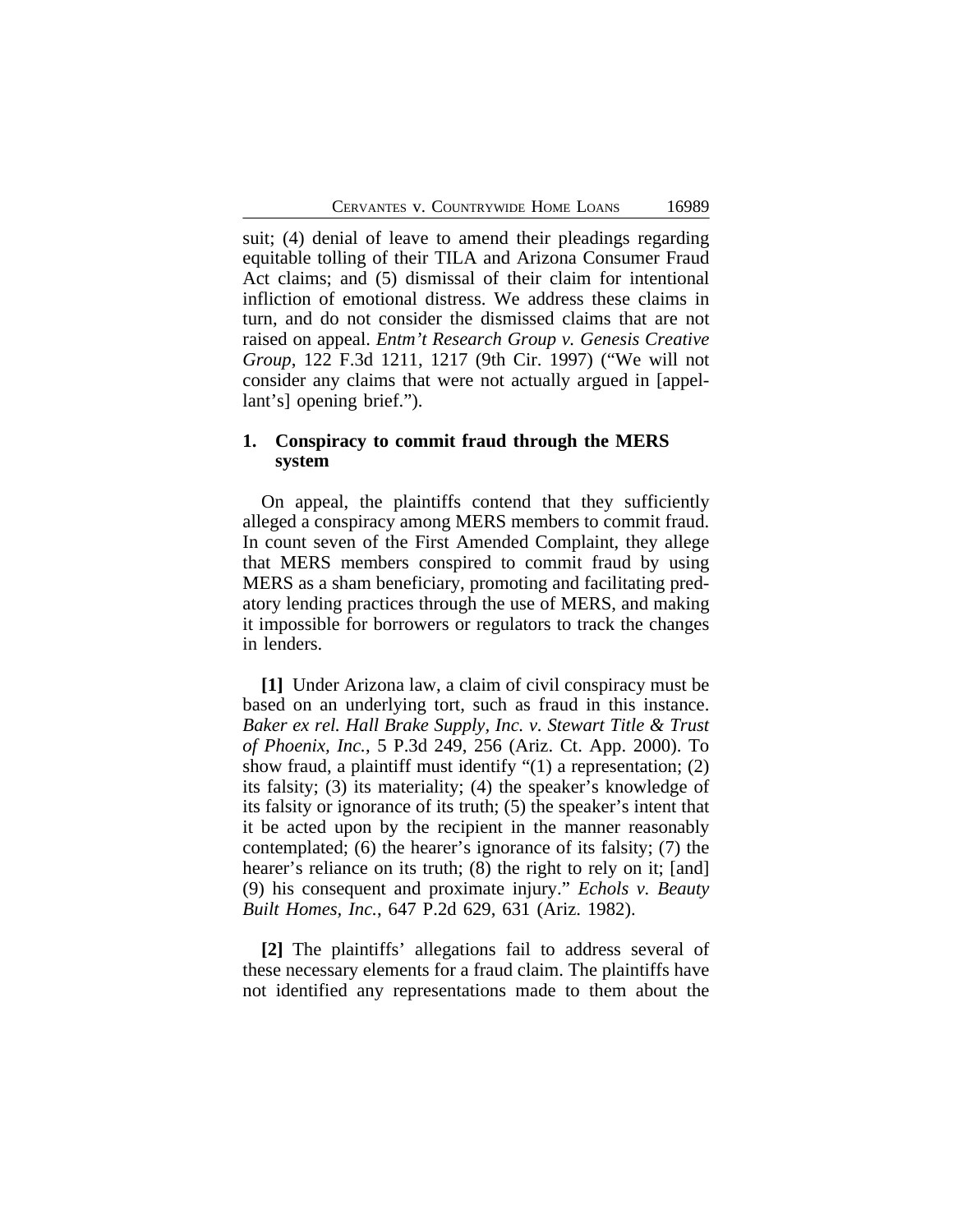suit; (4) denial of leave to amend their pleadings regarding equitable tolling of their TILA and Arizona Consumer Fraud Act claims; and (5) dismissal of their claim for intentional infliction of emotional distress. We address these claims in turn, and do not consider the dismissed claims that are not raised on appeal. *Entm't Research Group v. Genesis Creative Group*, 122 F.3d 1211, 1217 (9th Cir. 1997) ("We will not consider any claims that were not actually argued in [appellant's] opening brief.").

### 1. Conspiracy to commit fraud through the MERS system

On appeal, the plaintiffs contend that they sufficiently alleged a conspiracy among MERS members to commit fraud. In count seven of the First Amended Complaint, they allege that MERS members conspired to commit fraud by using MERS as a sham beneficiary, promoting and facilitating predatory lending practices through the use of MERS, and making it impossible for borrowers or regulators to track the changes in lenders.

**[1]** Under Arizona law, a claim of civil conspiracy must be based on an underlying tort, such as fraud in this instance. *Baker ex rel. Hall Brake Supply, Inc. v. Stewart Title & Trust of Phoenix, Inc.*, 5 P.3d 249, 256 (Ariz. Ct. App. 2000). To show fraud, a plaintiff must identify "(1) a representation; (2) its falsity; (3) its materiality; (4) the speaker's knowledge of its falsity or ignorance of its truth; (5) the speaker's intent that it be acted upon by the recipient in the manner reasonably contemplated; (6) the hearer's ignorance of its falsity; (7) the hearer's reliance on its truth; (8) the right to rely on it; [and] (9) his consequent and proximate injury." *Echols v. Beauty Built Homes, Inc.*, 647 P.2d 629, 631 (Ariz. 1982).

**[2]** The plaintiffs' allegations fail to address several of these necessary elements for a fraud claim. The plaintiffs have not identified any representations made to them about the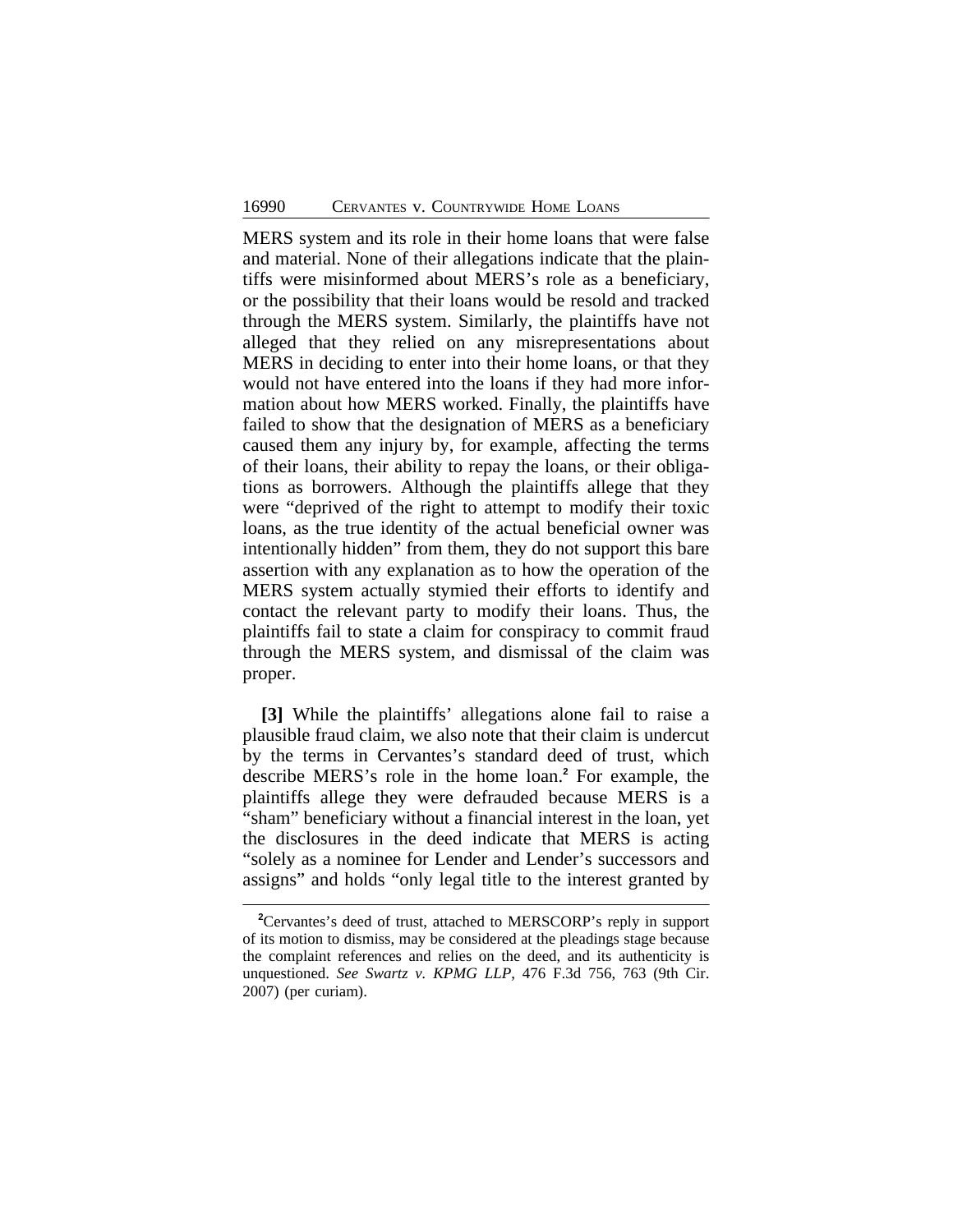MERS system and its role in their home loans that were false and material. None of their allegations indicate that the plaintiffs were misinformed about MERS's role as a beneficiary, or the possibility that their loans would be resold and tracked through the MERS system. Similarly, the plaintiffs have not alleged that they relied on any misrepresentations about MERS in deciding to enter into their home loans, or that they would not have entered into the loans if they had more information about how MERS worked. Finally, the plaintiffs have failed to show that the designation of MERS as a beneficiary caused them any injury by, for example, affecting the terms of their loans, their ability to repay the loans, or their obligations as borrowers. Although the plaintiffs allege that they were "deprived of the right to attempt to modify their toxic loans, as the true identity of the actual beneficial owner was intentionally hidden" from them, they do not support this bare assertion with any explanation as to how the operation of the MERS system actually stymied their efforts to identify and contact the relevant party to modify their loans. Thus, the plaintiffs fail to state a claim for conspiracy to commit fraud through the MERS system, and dismissal of the claim was proper.

**[3]** While the plaintiffs' allegations alone fail to raise a plausible fraud claim, we also note that their claim is undercut by the terms in Cervantes's standard deed of trust, which describe MERS's role in the home loan.[2] For example, the plaintiffs allege they were defrauded because MERS is a "sham" beneficiary without a financial interest in the loan, yet the disclosures in the deed indicate that MERS is acting "solely as a nominee for Lender and Lender's successors and assigns" and holds "only legal title to the interest granted by

[2] Cervantes's deed of trust, attached to MERSCORP's reply in support of its motion to dismiss, may be considered at the pleadings stage because the complaint references and relies on the deed, and its authenticity is unquestioned. *See Swartz v. KPMG LLP*, 476 F.3d 756, 763 (9th Cir. 2007) (per curiam).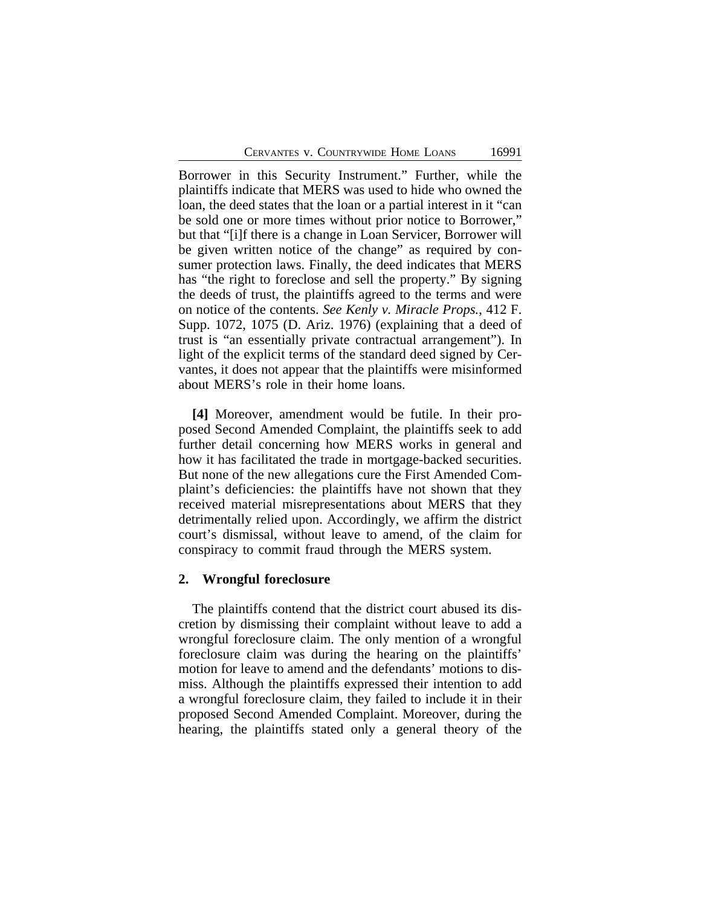Borrower in this Security Instrument." Further, while the plaintiffs indicate that MERS was used to hide who owned the loan, the deed states that the loan or a partial interest in it "can be sold one or more times without prior notice to Borrower," but that "[i]f there is a change in Loan Servicer, Borrower will be given written notice of the change" as required by consumer protection laws. Finally, the deed indicates that MERS has "the right to foreclose and sell the property." By signing the deeds of trust, the plaintiffs agreed to the terms and were on notice of the contents. *See Kenly v. Miracle Props.*, 412 F. Supp. 1072, 1075 (D. Ariz. 1976) (explaining that a deed of trust is "an essentially private contractual arrangement"). In light of the explicit terms of the standard deed signed by Cervantes, it does not appear that the plaintiffs were misinformed about MERS's role in their home loans.

**[4]** Moreover, amendment would be futile. In their proposed Second Amended Complaint, the plaintiffs seek to add further detail concerning how MERS works in general and how it has facilitated the trade in mortgage-backed securities. But none of the new allegations cure the First Amended Complaint's deficiencies: the plaintiffs have not shown that they received material misrepresentations about MERS that they detrimentally relied upon. Accordingly, we affirm the district court's dismissal, without leave to amend, of the claim for conspiracy to commit fraud through the MERS system.

## 2. Wrongful foreclosure

The plaintiffs contend that the district court abused its discretion by dismissing their complaint without leave to add a wrongful foreclosure claim. The only mention of a wrongful foreclosure claim was during the hearing on the plaintiffs' motion for leave to amend and the defendants' motions to dismiss. Although the plaintiffs expressed their intention to add a wrongful foreclosure claim, they failed to include it in their proposed Second Amended Complaint. Moreover, during the hearing, the plaintiffs stated only a general theory of the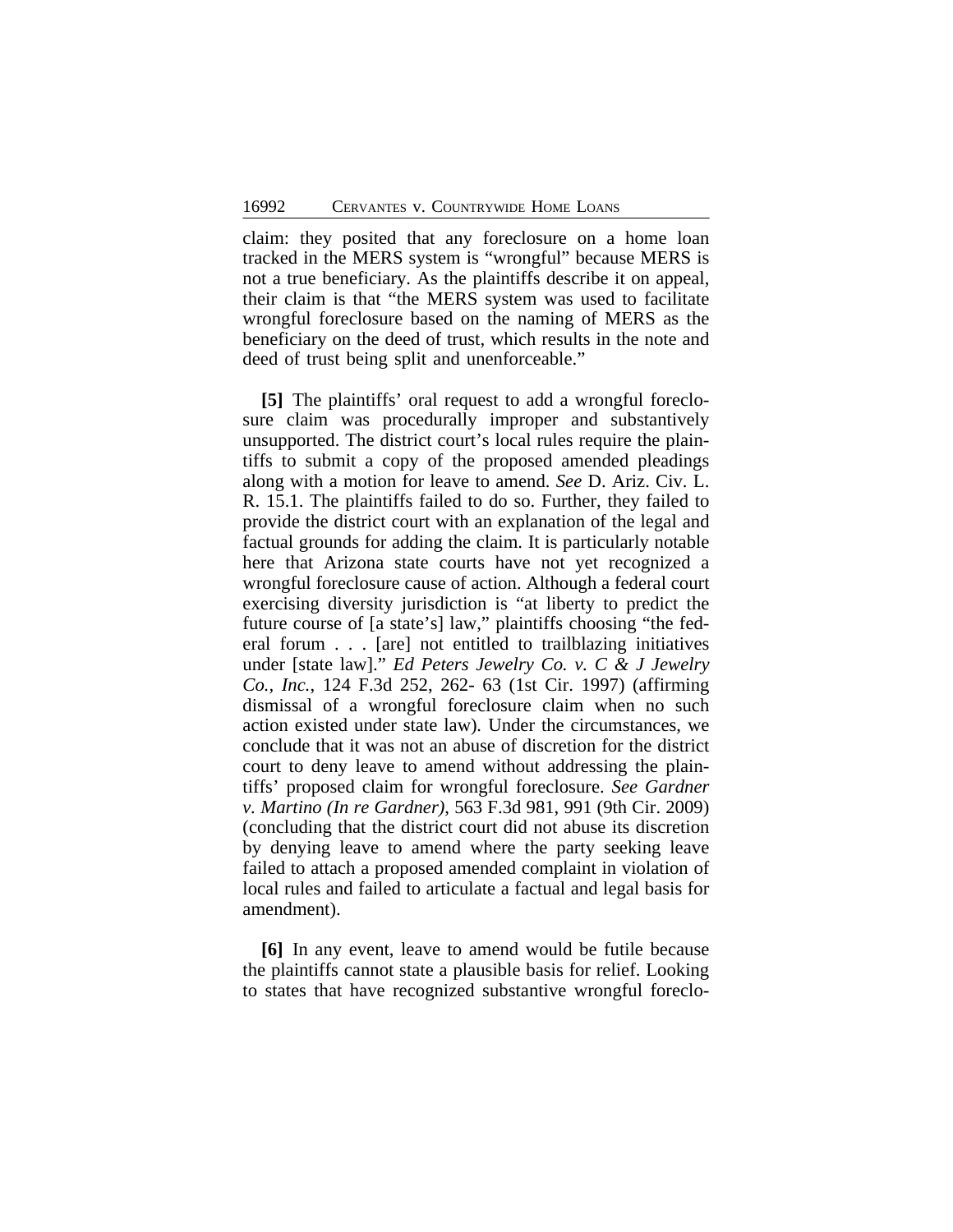claim: they posited that any foreclosure on a home loan tracked in the MERS system is "wrongful" because MERS is not a true beneficiary. As the plaintiffs describe it on appeal, their claim is that "the MERS system was used to facilitate wrongful foreclosure based on the naming of MERS as the beneficiary on the deed of trust, which results in the note and deed of trust being split and unenforceable."

**[5]** The plaintiffs' oral request to add a wrongful foreclosure claim was procedurally improper and substantively unsupported. The district court's local rules require the plaintiffs to submit a copy of the proposed amended pleadings along with a motion for leave to amend. *See* D. Ariz. Civ. L. R. 15.1. The plaintiffs failed to do so. Further, they failed to provide the district court with an explanation of the legal and factual grounds for adding the claim. It is particularly notable here that Arizona state courts have not yet recognized a wrongful foreclosure cause of action. Although a federal court exercising diversity jurisdiction is "at liberty to predict the future course of [a state's] law," plaintiffs choosing "the federal forum . . . [are] not entitled to trailblazing initiatives under [state law]." *Ed Peters Jewelry Co. v. C & J Jewelry Co., Inc.*, 124 F.3d 252, 262- 63 (1st Cir. 1997) (affirming dismissal of a wrongful foreclosure claim when no such action existed under state law). Under the circumstances, we conclude that it was not an abuse of discretion for the district court to deny leave to amend without addressing the plaintiffs' proposed claim for wrongful foreclosure. *See Gardner v. Martino (In re Gardner)*, 563 F.3d 981, 991 (9th Cir. 2009) (concluding that the district court did not abuse its discretion by denying leave to amend where the party seeking leave failed to attach a proposed amended complaint in violation of local rules and failed to articulate a factual and legal basis for amendment).

**[6]** In any event, leave to amend would be futile because the plaintiffs cannot state a plausible basis for relief. Looking to states that have recognized substantive wrongful foreclo-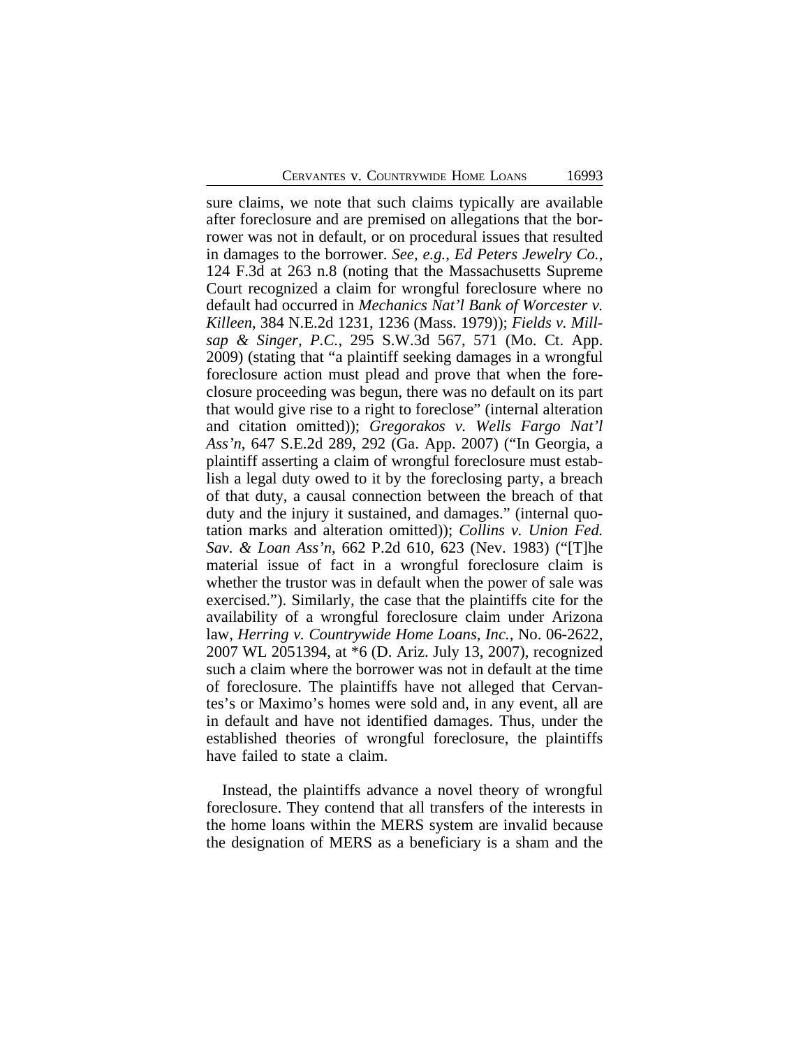sure claims, we note that such claims typically are available after foreclosure and are premised on allegations that the borrower was not in default, or on procedural issues that resulted in damages to the borrower. *See, e.g.*, *Ed Peters Jewelry Co.*, 124 F.3d at 263 n.8 (noting that the Massachusetts Supreme Court recognized a claim for wrongful foreclosure where no default had occurred in *Mechanics Nat'l Bank of Worcester v. Killeen*, 384 N.E.2d 1231, 1236 (Mass. 1979)); *Fields v. Millsap & Singer, P.C.*, 295 S.W.3d 567, 571 (Mo. Ct. App. 2009) (stating that "a plaintiff seeking damages in a wrongful foreclosure action must plead and prove that when the foreclosure proceeding was begun, there was no default on its part that would give rise to a right to foreclose" (internal alteration and citation omitted)); *Gregorakos v. Wells Fargo Nat'l Ass'n*, 647 S.E.2d 289, 292 (Ga. App. 2007) ("In Georgia, a plaintiff asserting a claim of wrongful foreclosure must establish a legal duty owed to it by the foreclosing party, a breach of that duty, a causal connection between the breach of that duty and the injury it sustained, and damages." (internal quotation marks and alteration omitted)); *Collins v. Union Fed. Sav. & Loan Ass'n*, 662 P.2d 610, 623 (Nev. 1983) ("[T]he material issue of fact in a wrongful foreclosure claim is whether the trustor was in default when the power of sale was exercised."). Similarly, the case that the plaintiffs cite for the availability of a wrongful foreclosure claim under Arizona law, *Herring v. Countrywide Home Loans, Inc.*, No. 06-2622, 2007 WL 2051394, at *6 (D. Ariz. July 13, 2007), recognized such a claim where the borrower was not in default at the time of foreclosure. The plaintiffs have not alleged that Cervantes's or Maximo's homes were sold and, in any event, all are in default and have not identified damages. Thus, under the established theories of wrongful foreclosure, the plaintiffs have failed to state a claim.

Instead, the plaintiffs advance a novel theory of wrongful foreclosure. They contend that all transfers of the interests in the home loans within the MERS system are invalid because the designation of MERS as a beneficiary is a sham and the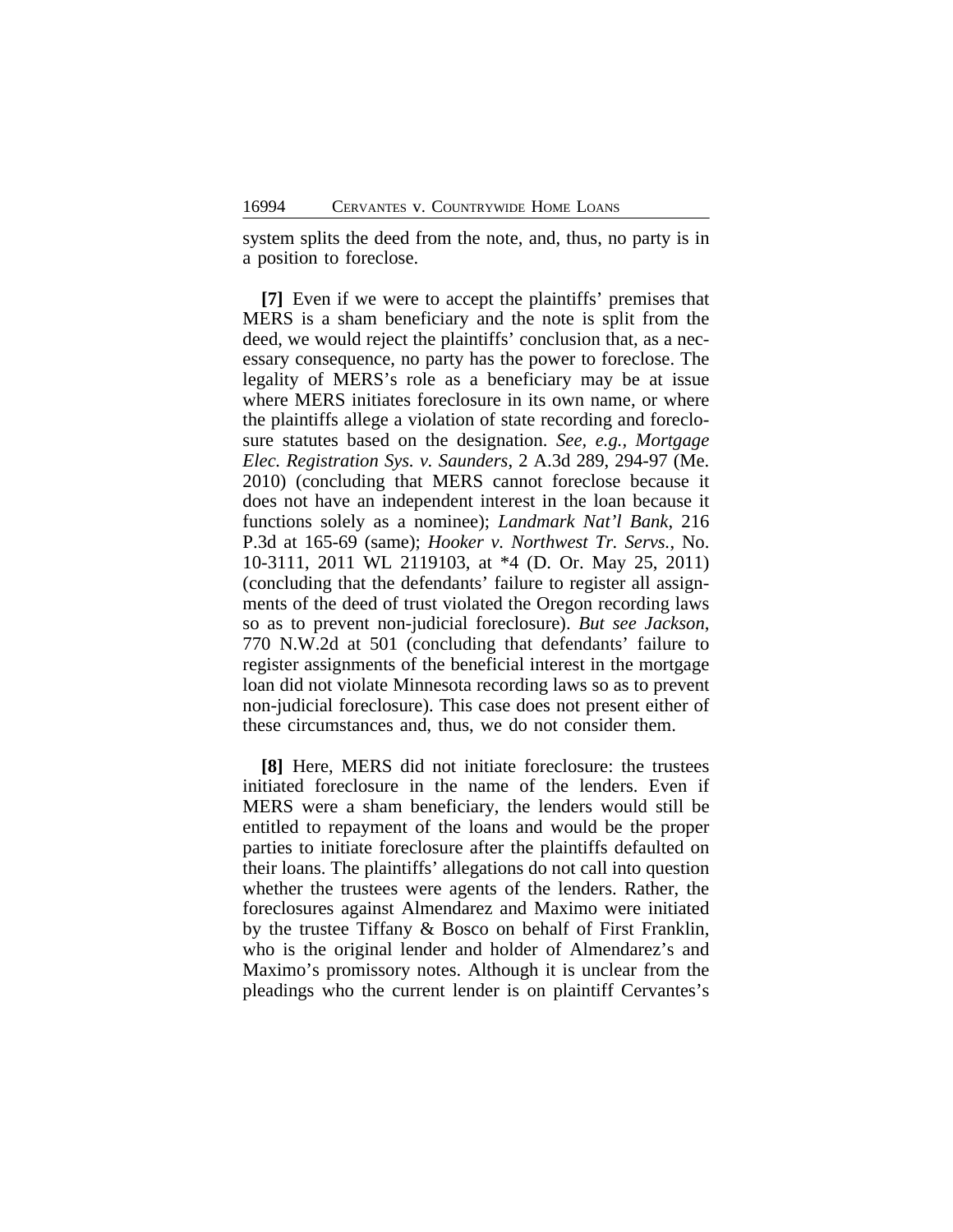system splits the deed from the note, and, thus, no party is in a position to foreclose.

**[7]** Even if we were to accept the plaintiffs' premises that MERS is a sham beneficiary and the note is split from the deed, we would reject the plaintiffs' conclusion that, as a necessary consequence, no party has the power to foreclose. The legality of MERS's role as a beneficiary may be at issue where MERS initiates foreclosure in its own name, or where the plaintiffs allege a violation of state recording and foreclosure statutes based on the designation. *See, e.g.*, *Mortgage Elec. Registration Sys. v. Saunders*, 2 A.3d 289, 294-97 (Me. 2010) (concluding that MERS cannot foreclose because it does not have an independent interest in the loan because it functions solely as a nominee); *Landmark Nat'l Bank*, 216 P.3d at 165-69 (same); *Hooker v. Northwest Tr. Servs.*, No. 10-3111, 2011 WL 2119103, at *4 (D. Or. May 25, 2011) (concluding that the defendants' failure to register all assignments of the deed of trust violated the Oregon recording laws so as to prevent non-judicial foreclosure). *But see Jackson*, 770 N.W.2d at 501 (concluding that defendants' failure to register assignments of the beneficial interest in the mortgage loan did not violate Minnesota recording laws so as to prevent non-judicial foreclosure). This case does not present either of these circumstances and, thus, we do not consider them.

**[8]** Here, MERS did not initiate foreclosure: the trustees initiated foreclosure in the name of the lenders. Even if MERS were a sham beneficiary, the lenders would still be entitled to repayment of the loans and would be the proper parties to initiate foreclosure after the plaintiffs defaulted on their loans. The plaintiffs' allegations do not call into question whether the trustees were agents of the lenders. Rather, the foreclosures against Almendarez and Maximo were initiated by the trustee Tiffany & Bosco on behalf of First Franklin, who is the original lender and holder of Almendarez's and Maximo's promissory notes. Although it is unclear from the pleadings who the current lender is on plaintiff Cervantes's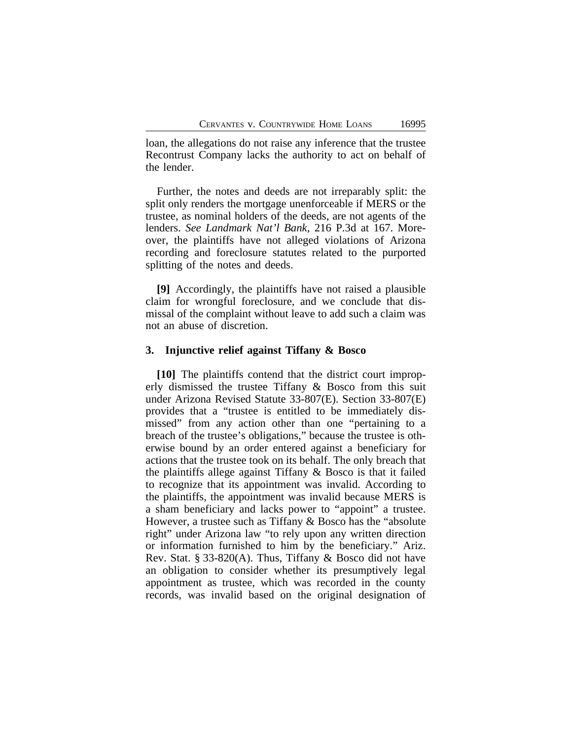loan, the allegations do not raise any inference that the trustee Recontrust Company lacks the authority to act on behalf of the lender.

Further, the notes and deeds are not irreparably split: the split only renders the mortgage unenforceable if MERS or the trustee, as nominal holders of the deeds, are not agents of the lenders. *See Landmark Nat'l Bank*, 216 P.3d at 167. Moreover, the plaintiffs have not alleged violations of Arizona recording and foreclosure statutes related to the purported splitting of the notes and deeds.

**[9]** Accordingly, the plaintiffs have not raised a plausible claim for wrongful foreclosure, and we conclude that dismissal of the complaint without leave to add such a claim was not an abuse of discretion.

### 3. Injunctive relief against Tiffany & Bosco

**[10]** The plaintiffs contend that the district court improperly dismissed the trustee Tiffany & Bosco from this suit under Arizona Revised Statute 33-807(E). Section 33-807(E) provides that a "trustee is entitled to be immediately dismissed" from any action other than one "pertaining to a breach of the trustee's obligations," because the trustee is otherwise bound by an order entered against a beneficiary for actions that the trustee took on its behalf. The only breach that the plaintiffs allege against Tiffany & Bosco is that it failed to recognize that its appointment was invalid. According to the plaintiffs, the appointment was invalid because MERS is a sham beneficiary and lacks power to "appoint" a trustee. However, a trustee such as Tiffany & Bosco has the "absolute right" under Arizona law "to rely upon any written direction or information furnished to him by the beneficiary." Ariz. Rev. Stat. § 33-820(A). Thus, Tiffany & Bosco did not have an obligation to consider whether its presumptively legal appointment as trustee, which was recorded in the county records, was invalid based on the original designation of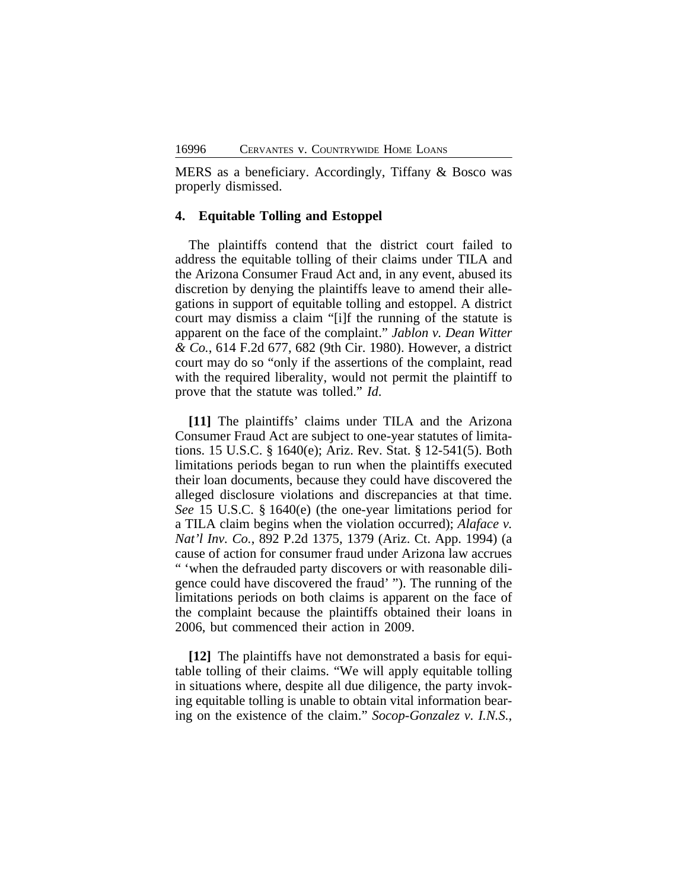MERS as a beneficiary. Accordingly, Tiffany & Bosco was properly dismissed.

### 4. Equitable Tolling and Estoppel

The plaintiffs contend that the district court failed to address the equitable tolling of their claims under TILA and the Arizona Consumer Fraud Act and, in any event, abused its discretion by denying the plaintiffs leave to amend their allegations in support of equitable tolling and estoppel. A district court may dismiss a claim "[i]f the running of the statute is apparent on the face of the complaint." *Jablon v. Dean Witter & Co.*, 614 F.2d 677, 682 (9th Cir. 1980). However, a district court may do so "only if the assertions of the complaint, read with the required liberality, would not permit the plaintiff to prove that the statute was tolled." *Id.*

**[11]** The plaintiffs' claims under TILA and the Arizona Consumer Fraud Act are subject to one-year statutes of limitations. 15 U.S.C. § 1640(e); Ariz. Rev. Stat. § 12-541(5). Both limitations periods began to run when the plaintiffs executed their loan documents, because they could have discovered the alleged disclosure violations and discrepancies at that time. *See* 15 U.S.C. § 1640(e) (the one-year limitations period for a TILA claim begins when the violation occurred); *Alaface v. Nat'l Inv. Co.*, 892 P.2d 1375, 1379 (Ariz. Ct. App. 1994) (a cause of action for consumer fraud under Arizona law accrues " 'when the defrauded party discovers or with reasonable diligence could have discovered the fraud' "). The running of the limitations periods on both claims is apparent on the face of the complaint because the plaintiffs obtained their loans in 2006, but commenced their action in 2009.

**[12]** The plaintiffs have not demonstrated a basis for equitable tolling of their claims. "We will apply equitable tolling in situations where, despite all due diligence, the party invoking equitable tolling is unable to obtain vital information bearing on the existence of the claim." *Socop-Gonzalez v. I.N.S.*,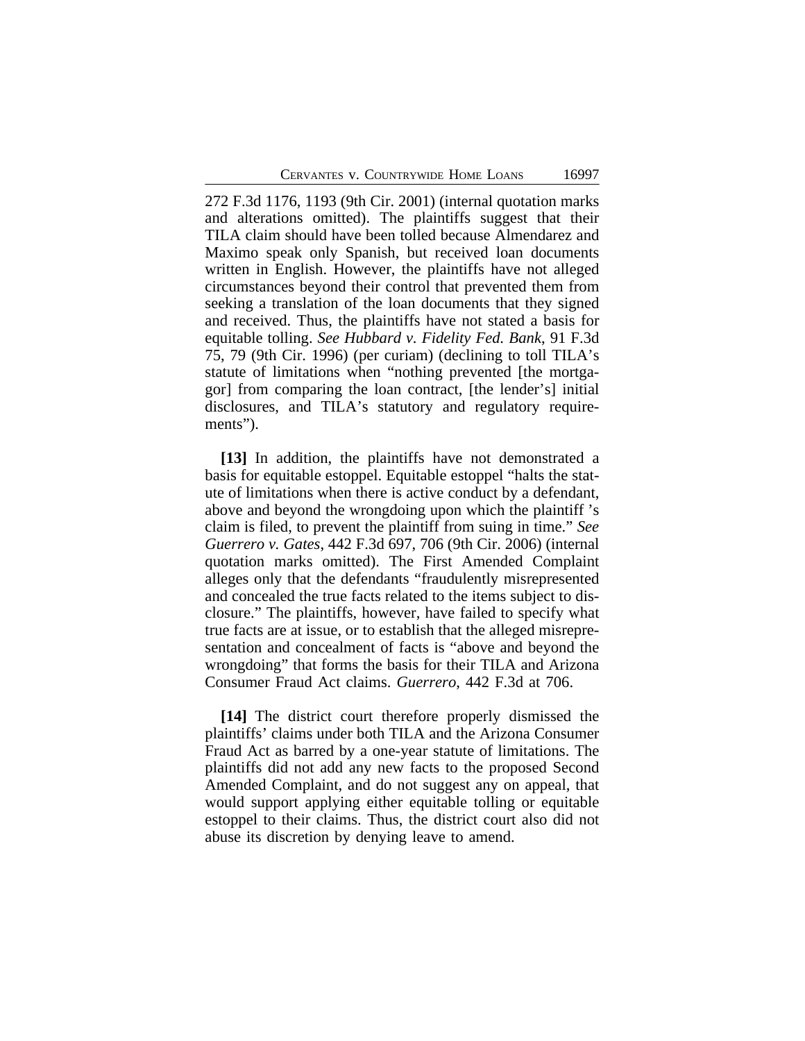272 F.3d 1176, 1193 (9th Cir. 2001) (internal quotation marks and alterations omitted). The plaintiffs suggest that their TILA claim should have been tolled because Almendarez and Maximo speak only Spanish, but received loan documents written in English. However, the plaintiffs have not alleged circumstances beyond their control that prevented them from seeking a translation of the loan documents that they signed and received. Thus, the plaintiffs have not stated a basis for equitable tolling. *See Hubbard v. Fidelity Fed. Bank*, 91 F.3d 75, 79 (9th Cir. 1996) (per curiam) (declining to toll TILA's statute of limitations when "nothing prevented [the mortgagor] from comparing the loan contract, [the lender's] initial disclosures, and TILA's statutory and regulatory requirements").

**[13]** In addition, the plaintiffs have not demonstrated a basis for equitable estoppel. Equitable estoppel "halts the statute of limitations when there is active conduct by a defendant, above and beyond the wrongdoing upon which the plaintiff 's claim is filed, to prevent the plaintiff from suing in time." *See Guerrero v. Gates*, 442 F.3d 697, 706 (9th Cir. 2006) (internal quotation marks omitted). The First Amended Complaint alleges only that the defendants "fraudulently misrepresented and concealed the true facts related to the items subject to disclosure." The plaintiffs, however, have failed to specify what true facts are at issue, or to establish that the alleged misrepresentation and concealment of facts is "above and beyond the wrongdoing" that forms the basis for their TILA and Arizona Consumer Fraud Act claims. *Guerrero*, 442 F.3d at 706.

**[14]** The district court therefore properly dismissed the plaintiffs' claims under both TILA and the Arizona Consumer Fraud Act as barred by a one-year statute of limitations. The plaintiffs did not add any new facts to the proposed Second Amended Complaint, and do not suggest any on appeal, that would support applying either equitable tolling or equitable estoppel to their claims. Thus, the district court also did not abuse its discretion by denying leave to amend.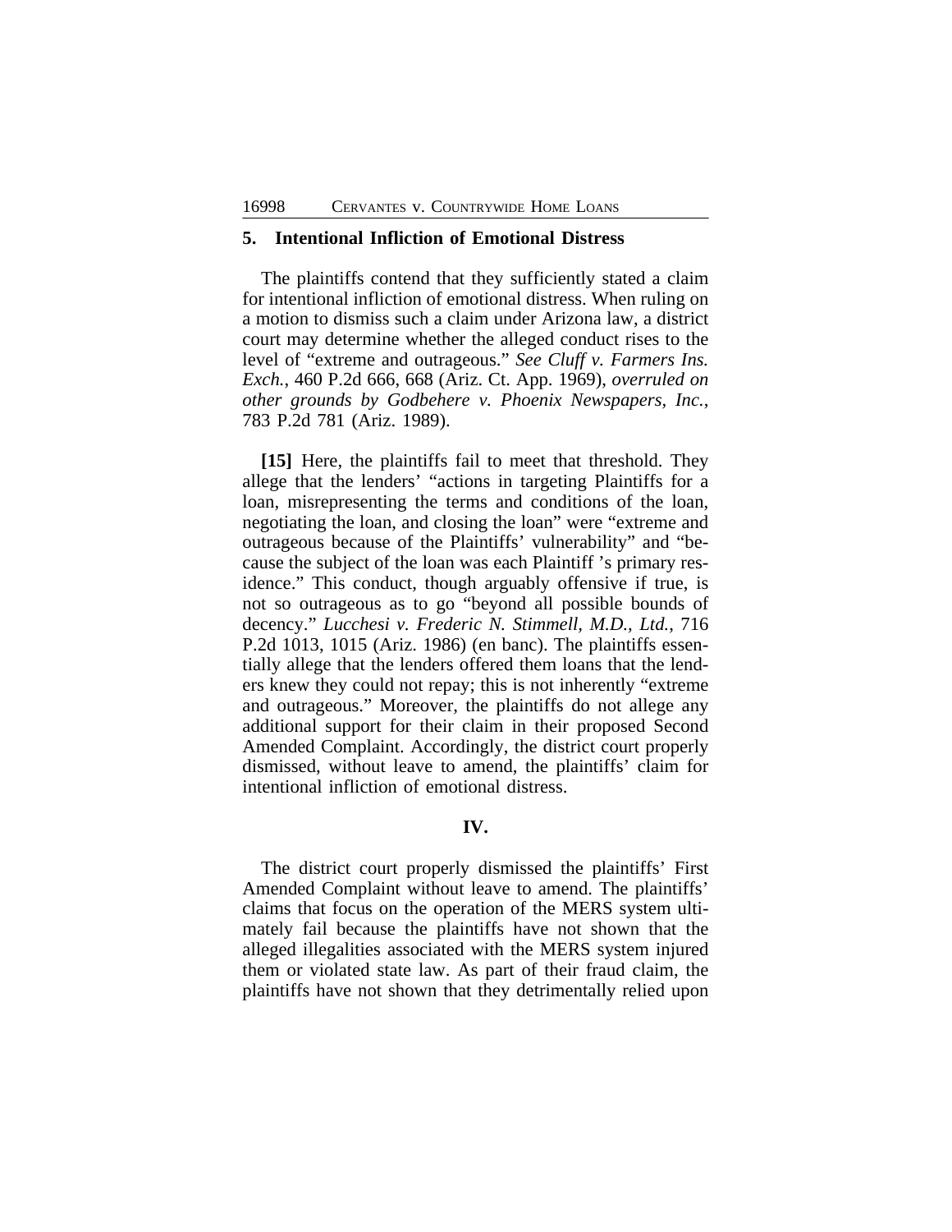### 5. Intentional Infliction of Emotional Distress

The plaintiffs contend that they sufficiently stated a claim for intentional infliction of emotional distress. When ruling on a motion to dismiss such a claim under Arizona law, a district court may determine whether the alleged conduct rises to the level of "extreme and outrageous." *See Cluff v. Farmers Ins. Exch.*, 460 P.2d 666, 668 (Ariz. Ct. App. 1969), *overruled on other grounds by Godbehere v. Phoenix Newspapers, Inc.*, 783 P.2d 781 (Ariz. 1989).

**[15]** Here, the plaintiffs fail to meet that threshold. They allege that the lenders' "actions in targeting Plaintiffs for a loan, misrepresenting the terms and conditions of the loan, negotiating the loan, and closing the loan" were "extreme and outrageous because of the Plaintiffs' vulnerability" and "because the subject of the loan was each Plaintiff 's primary residence." This conduct, though arguably offensive if true, is not so outrageous as to go "beyond all possible bounds of decency." *Lucchesi v. Frederic N. Stimmell, M.D., Ltd.*, 716 P.2d 1013, 1015 (Ariz. 1986) (en banc). The plaintiffs essentially allege that the lenders offered them loans that the lenders knew they could not repay; this is not inherently "extreme and outrageous." Moreover, the plaintiffs do not allege any additional support for their claim in their proposed Second Amended Complaint. Accordingly, the district court properly dismissed, without leave to amend, the plaintiffs' claim for intentional infliction of emotional distress.

## IV.

The district court properly dismissed the plaintiffs' First Amended Complaint without leave to amend. The plaintiffs' claims that focus on the operation of the MERS system ultimately fail because the plaintiffs have not shown that the alleged illegalities associated with the MERS system injured them or violated state law. As part of their fraud claim, the plaintiffs have not shown that they detrimentally relied upon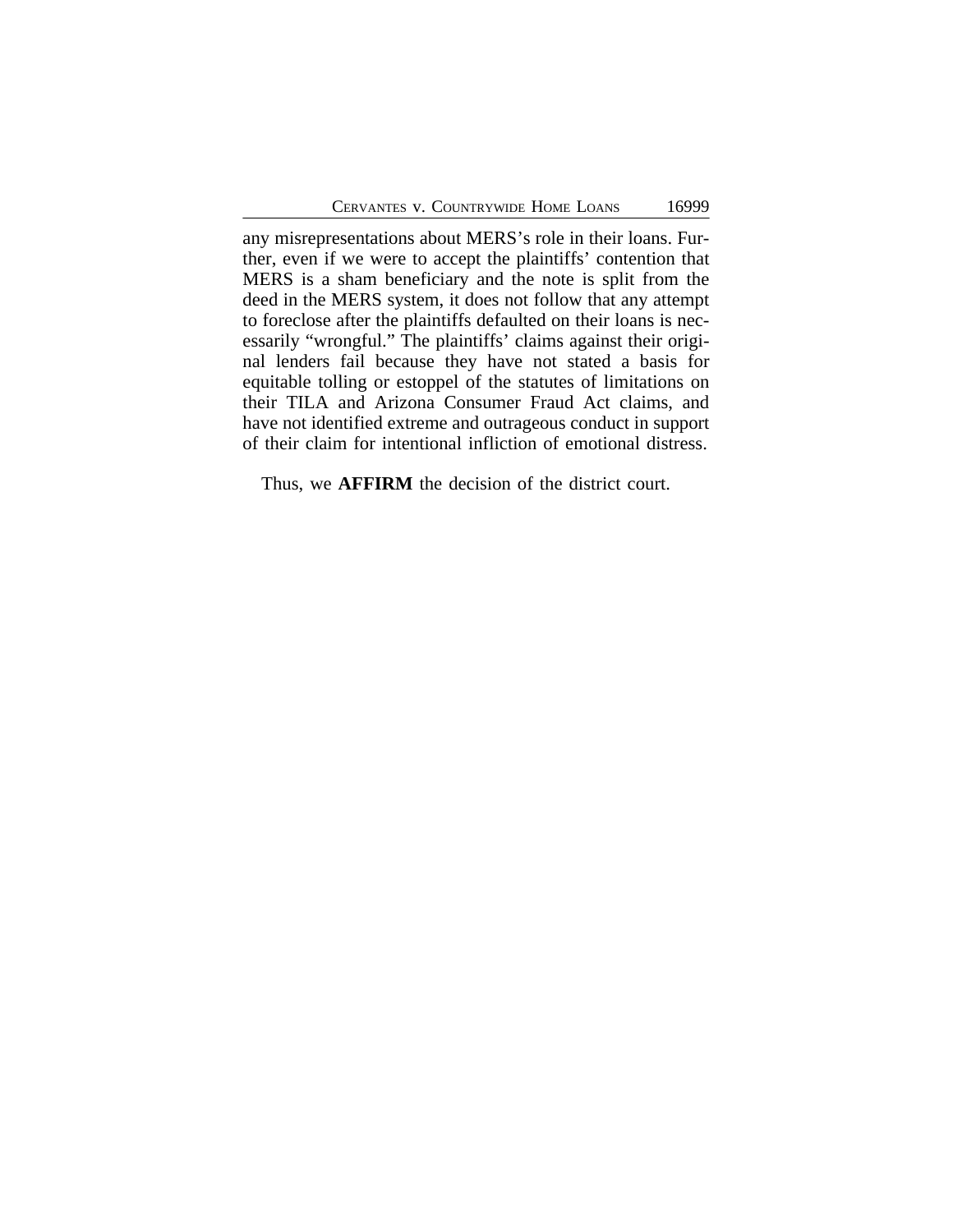any misrepresentations about MERS's role in their loans. Further, even if we were to accept the plaintiffs' contention that MERS is a sham beneficiary and the note is split from the deed in the MERS system, it does not follow that any attempt to foreclose after the plaintiffs defaulted on their loans is necessarily "wrongful." The plaintiffs' claims against their original lenders fail because they have not stated a basis for equitable tolling or estoppel of the statutes of limitations on their TILA and Arizona Consumer Fraud Act claims, and have not identified extreme and outrageous conduct in support of their claim for intentional infliction of emotional distress.

Thus, we **AFFIRM** the decision of the district court.